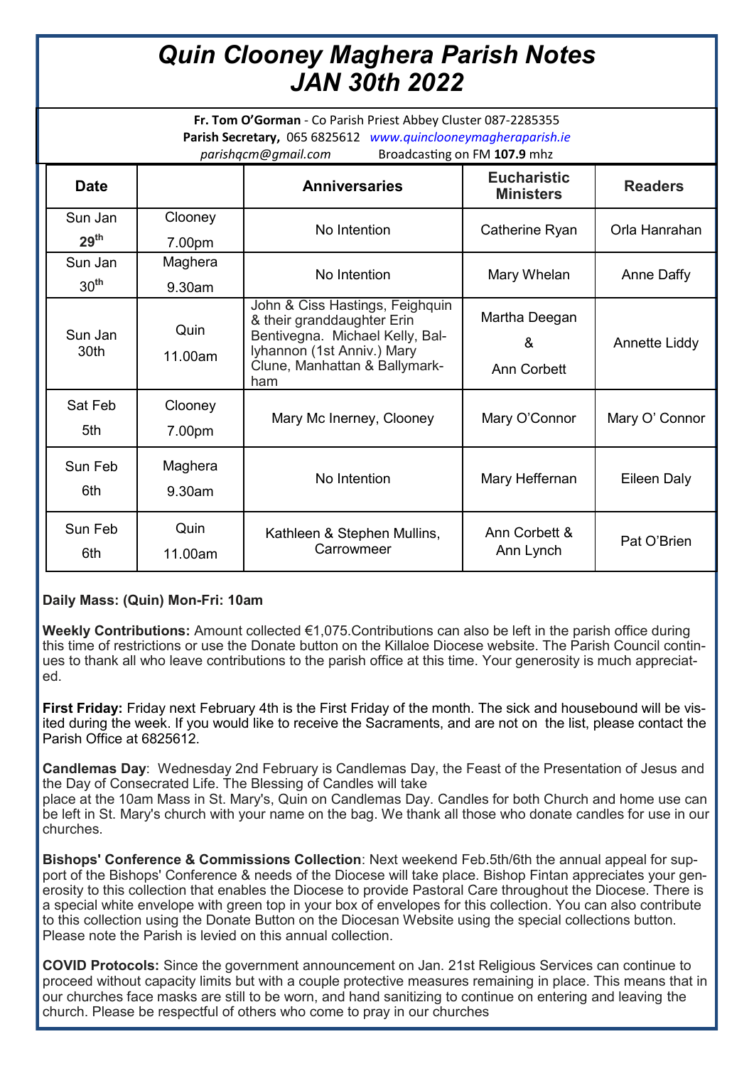# *Quin Clooney Maghera Parish Notes JAN 30th 2022*

**Fr. Tom O'Gorman** - Co Parish Priest Abbey Cluster 087-2285355
**Parish Secretary,** 065 6825612 *www.quinclooneymagheraparish.ie*
*parishqcm@gmail.com* Broadcasting on FM **107.9** mhz

| Date | | Anniversaries | Eucharistic Ministers | Readers |
|---|---|---|---|---|
| Sun Jan 29th | Clooney 7.00pm | No Intention | Catherine Ryan | Orla Hanrahan |
| Sun Jan 30th | Maghera 9.30am | No Intention | Mary Whelan | Anne Daffy |
| Sun Jan 30th | Quin 11.00am | John & Ciss Hastings, Feighquin & their granddaughter Erin Bentivegna. Michael Kelly, Ballyhannon (1st Anniv.) Mary Clune, Manhattan & Ballymarkham | Martha Deegan & Ann Corbett | Annette Liddy |
| Sat Feb 5th | Clooney 7.00pm | Mary Mc Inerney, Clooney | Mary O'Connor | Mary O' Connor |
| Sun Feb 6th | Maghera 9.30am | No Intention | Mary Heffernan | Eileen Daly |
| Sun Feb 6th | Quin 11.00am | Kathleen & Stephen Mullins, Carrowmeer | Ann Corbett & Ann Lynch | Pat O'Brien |

**Daily Mass: (Quin) Mon-Fri: 10am**

**Weekly Contributions:** Amount collected €1,075.Contributions can also be left in the parish office during this time of restrictions or use the Donate button on the Killaloe Diocese website. The Parish Council continues to thank all who leave contributions to the parish office at this time. Your generosity is much appreciated.

**First Friday:** Friday next February 4th is the First Friday of the month. The sick and housebound will be visited during the week. If you would like to receive the Sacraments, and are not on the list, please contact the Parish Office at 6825612.

**Candlemas Day**: Wednesday 2nd February is Candlemas Day, the Feast of the Presentation of Jesus and the Day of Consecrated Life. The Blessing of Candles will take place at the 10am Mass in St. Mary's, Quin on Candlemas Day. Candles for both Church and home use can be left in St. Mary's church with your name on the bag. We thank all those who donate candles for use in our churches.

**Bishops' Conference & Commissions Collection**: Next weekend Feb.5th/6th the annual appeal for support of the Bishops' Conference & needs of the Diocese will take place. Bishop Fintan appreciates your generosity to this collection that enables the Diocese to provide Pastoral Care throughout the Diocese. There is a special white envelope with green top in your box of envelopes for this collection. You can also contribute to this collection using the Donate Button on the Diocesan Website using the special collections button. Please note the Parish is levied on this annual collection.

**COVID Protocols:** Since the government announcement on Jan. 21st Religious Services can continue to proceed without capacity limits but with a couple protective measures remaining in place. This means that in our churches face masks are still to be worn, and hand sanitizing to continue on entering and leaving the church. Please be respectful of others who come to pray in our churches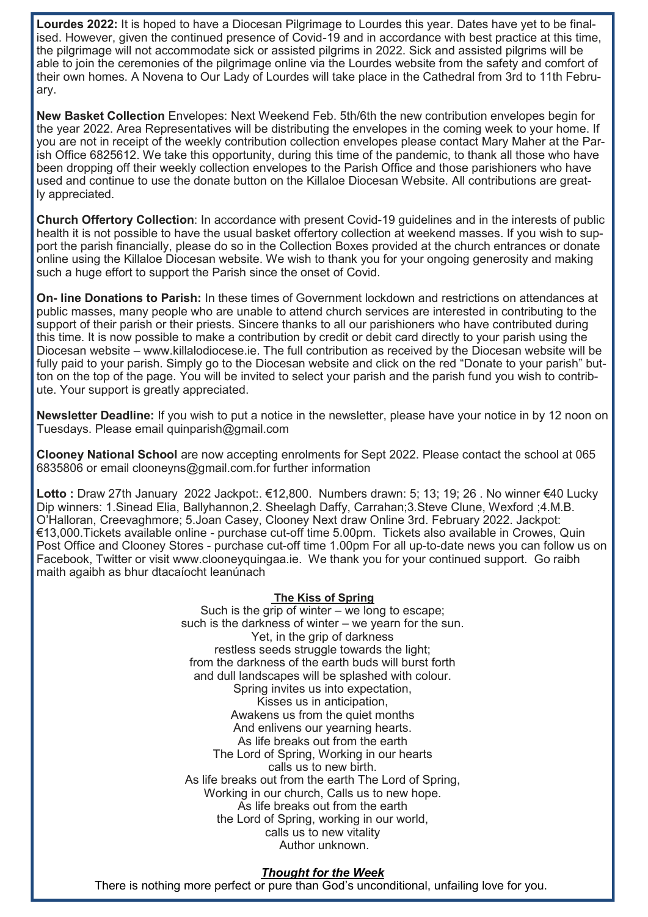**Lourdes 2022:** It is hoped to have a Diocesan Pilgrimage to Lourdes this year. Dates have yet to be finalised. However, given the continued presence of Covid-19 and in accordance with best practice at this time, the pilgrimage will not accommodate sick or assisted pilgrims in 2022. Sick and assisted pilgrims will be able to join the ceremonies of the pilgrimage online via the Lourdes website from the safety and comfort of their own homes. A Novena to Our Lady of Lourdes will take place in the Cathedral from 3rd to 11th February.

**New Basket Collection** Envelopes: Next Weekend Feb. 5th/6th the new contribution envelopes begin for the year 2022. Area Representatives will be distributing the envelopes in the coming week to your home. If you are not in receipt of the weekly contribution collection envelopes please contact Mary Maher at the Parish Office 6825612. We take this opportunity, during this time of the pandemic, to thank all those who have been dropping off their weekly collection envelopes to the Parish Office and those parishioners who have used and continue to use the donate button on the Killaloe Diocesan Website. All contributions are greatly appreciated.

**Church Offertory Collection**: In accordance with present Covid-19 guidelines and in the interests of public health it is not possible to have the usual basket offertory collection at weekend masses. If you wish to support the parish financially, please do so in the Collection Boxes provided at the church entrances or donate online using the Killaloe Diocesan website. We wish to thank you for your ongoing generosity and making such a huge effort to support the Parish since the onset of Covid.

**On- line Donations to Parish:** In these times of Government lockdown and restrictions on attendances at public masses, many people who are unable to attend church services are interested in contributing to the support of their parish or their priests. Sincere thanks to all our parishioners who have contributed during this time. It is now possible to make a contribution by credit or debit card directly to your parish using the Diocesan website – www.killalodiocese.ie. The full contribution as received by the Diocesan website will be fully paid to your parish. Simply go to the Diocesan website and click on the red "Donate to your parish" button on the top of the page. You will be invited to select your parish and the parish fund you wish to contribute. Your support is greatly appreciated.

**Newsletter Deadline:** If you wish to put a notice in the newsletter, please have your notice in by 12 noon on Tuesdays. Please email quinparish@gmail.com

**Clooney National School** are now accepting enrolments for Sept 2022. Please contact the school at 065 6835806 or email clooneyns@gmail.com.for further information

**Lotto :** Draw 27th January 2022 Jackpot:. €12,800. Numbers drawn: 5; 13; 19; 26 . No winner €40 Lucky Dip winners: 1.Sinead Elia, Ballyhannon,2. Sheelagh Daffy, Carrahan;3.Steve Clune, Wexford ;4.M.B. O'Halloran, Creevaghmore; 5.Joan Casey, Clooney Next draw Online 3rd. February 2022. Jackpot: €13,000.Tickets available online - purchase cut-off time 5.00pm. Tickets also available in Crowes, Quin Post Office and Clooney Stores - purchase cut-off time 1.00pm For all up-to-date news you can follow us on Facebook, Twitter or visit www.clooneyquingaa.ie. We thank you for your continued support. Go raibh maith agaibh as bhur dtacaíocht leanúnach

**The Kiss of Spring**

Such is the grip of winter – we long to escape;
such is the darkness of winter – we yearn for the sun.
Yet, in the grip of darkness
restless seeds struggle towards the light;
from the darkness of the earth buds will burst forth
and dull landscapes will be splashed with colour.
Spring invites us into expectation,
Kisses us in anticipation,
Awakens us from the quiet months
And enlivens our yearning hearts.
As life breaks out from the earth
The Lord of Spring, Working in our hearts
calls us to new birth.
As life breaks out from the earth The Lord of Spring,
Working in our church, Calls us to new hope.
As life breaks out from the earth
the Lord of Spring, working in our world,
calls us to new vitality
Author unknown.

***Thought for the Week***

There is nothing more perfect or pure than God's unconditional, unfailing love for you.